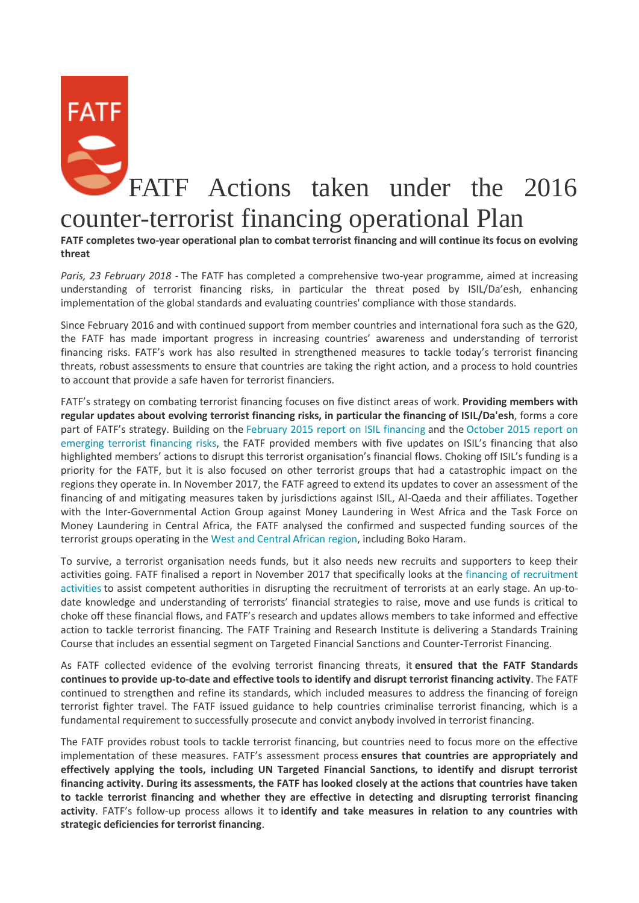# FATF Actions taken under the 2016 counter-terrorist financing operational Plan

**FATF completes two-year operational plan to combat terrorist financing and will continue its focus on evolving threat**

*Paris, 23 February 2018* - The FATF has completed a comprehensive two-year programme, aimed at increasing understanding of terrorist financing risks, in particular the threat posed by ISIL/Da'esh, enhancing implementation of the global standards and evaluating countries' compliance with those standards.

Since February 2016 and with continued support from member countries and international fora such as the G20, the FATF has made important progress in increasing countries' awareness and understanding of terrorist financing risks. FATF's work has also resulted in strengthened measures to tackle today's terrorist financing threats, robust assessments to ensure that countries are taking the right action, and a process to hold countries to account that provide a safe haven for terrorist financiers.

FATF's strategy on combating terrorist financing focuses on five distinct areas of work. **Providing members with regular updates about evolving terrorist financing risks, in particular the financing of ISIL/Da'esh**, forms a core part of FATF's strategy. Building on the February 2015 report on ISIL financing and the October 2015 report on emerging terrorist financing risks, the FATF provided members with five updates on ISIL's financing that also highlighted members' actions to disrupt this terrorist organisation's financial flows. Choking off ISIL's funding is a priority for the FATF, but it is also focused on other terrorist groups that had a catastrophic impact on the regions they operate in. In November 2017, the FATF agreed to extend its updates to cover an assessment of the financing of and mitigating measures taken by jurisdictions against ISIL, Al-Qaeda and their affiliates. Together with the Inter-Governmental Action Group against Money Laundering in West Africa and the Task Force on Money Laundering in Central Africa, the FATF analysed the confirmed and suspected funding sources of the terrorist groups operating in the West and Central African region, including Boko Haram.

To survive, a terrorist organisation needs funds, but it also needs new recruits and supporters to keep their activities going. FATF finalised a report in November 2017 that specifically looks at the financing of recruitment activities to assist competent authorities in disrupting the recruitment of terrorists at an early stage. An up-to-date knowledge and understanding of terrorists' financial strategies to raise, move and use funds is critical to choke off these financial flows, and FATF's research and updates allows members to take informed and effective action to tackle terrorist financing. The FATF Training and Research Institute is delivering a Standards Training Course that includes an essential segment on Targeted Financial Sanctions and Counter-Terrorist Financing.

As FATF collected evidence of the evolving terrorist financing threats, it **ensured that the FATF Standards continues to provide up-to-date and effective tools to identify and disrupt terrorist financing activity**. The FATF continued to strengthen and refine its standards, which included measures to address the financing of foreign terrorist fighter travel. The FATF issued guidance to help countries criminalise terrorist financing, which is a fundamental requirement to successfully prosecute and convict anybody involved in terrorist financing.

The FATF provides robust tools to tackle terrorist financing, but countries need to focus more on the effective implementation of these measures. FATF's assessment process **ensures that countries are appropriately and effectively applying the tools, including UN Targeted Financial Sanctions, to identify and disrupt terrorist financing activity. During its assessments, the FATF has looked closely at the actions that countries have taken to tackle terrorist financing and whether they are effective in detecting and disrupting terrorist financing activity**. FATF's follow-up process allows it to **identify and take measures in relation to any countries with strategic deficiencies for terrorist financing**.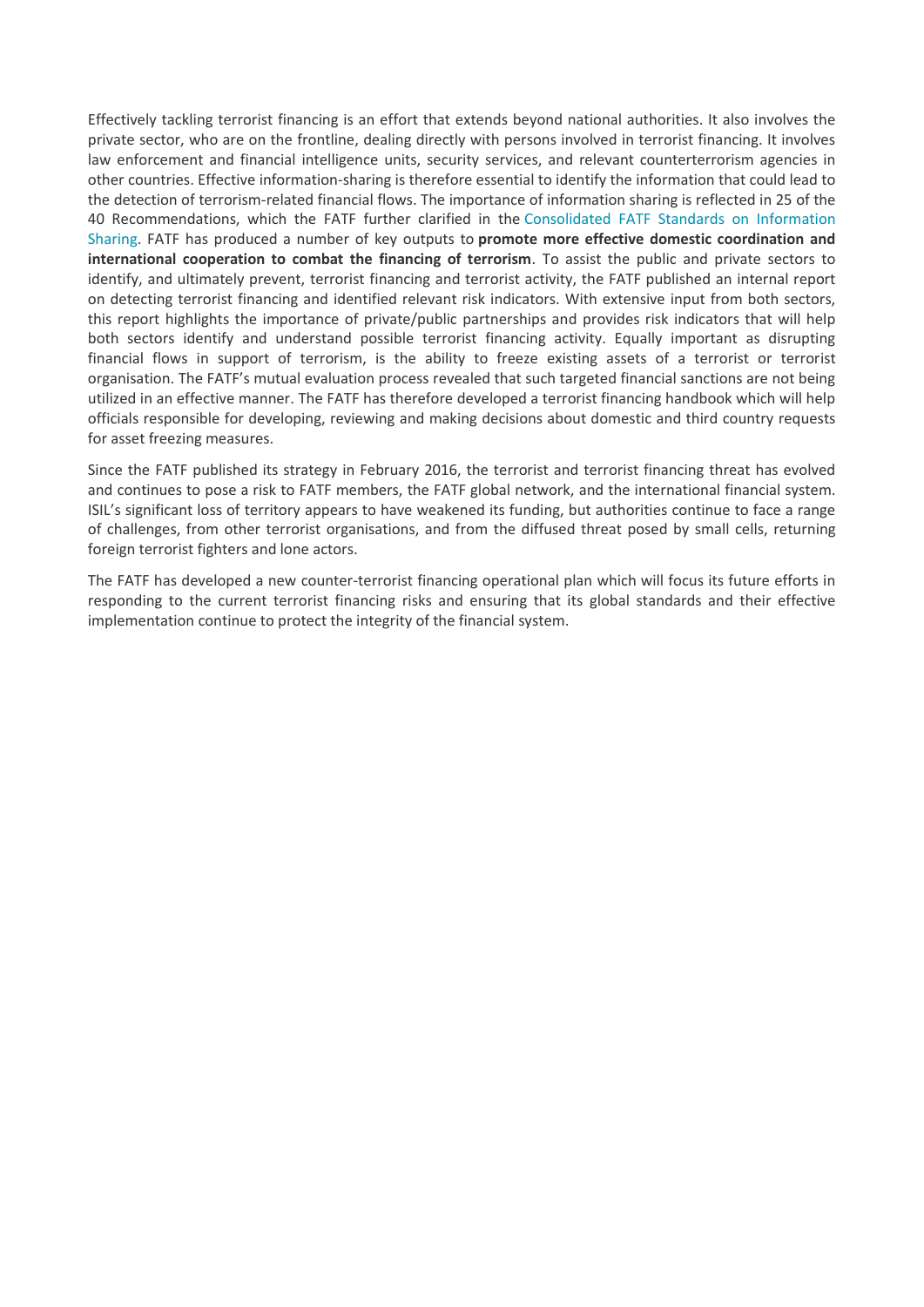Effectively tackling terrorist financing is an effort that extends beyond national authorities. It also involves the private sector, who are on the frontline, dealing directly with persons involved in terrorist financing. It involves law enforcement and financial intelligence units, security services, and relevant counterterrorism agencies in other countries. Effective information-sharing is therefore essential to identify the information that could lead to the detection of terrorism-related financial flows. The importance of information sharing is reflected in 25 of the 40 Recommendations, which the FATF further clarified in the Consolidated FATF Standards on Information Sharing. FATF has produced a number of key outputs to **promote more effective domestic coordination and international cooperation to combat the financing of terrorism**. To assist the public and private sectors to identify, and ultimately prevent, terrorist financing and terrorist activity, the FATF published an internal report on detecting terrorist financing and identified relevant risk indicators. With extensive input from both sectors, this report highlights the importance of private/public partnerships and provides risk indicators that will help both sectors identify and understand possible terrorist financing activity. Equally important as disrupting financial flows in support of terrorism, is the ability to freeze existing assets of a terrorist or terrorist organisation. The FATF's mutual evaluation process revealed that such targeted financial sanctions are not being utilized in an effective manner. The FATF has therefore developed a terrorist financing handbook which will help officials responsible for developing, reviewing and making decisions about domestic and third country requests for asset freezing measures.

Since the FATF published its strategy in February 2016, the terrorist and terrorist financing threat has evolved and continues to pose a risk to FATF members, the FATF global network, and the international financial system. ISIL's significant loss of territory appears to have weakened its funding, but authorities continue to face a range of challenges, from other terrorist organisations, and from the diffused threat posed by small cells, returning foreign terrorist fighters and lone actors.

The FATF has developed a new counter-terrorist financing operational plan which will focus its future efforts in responding to the current terrorist financing risks and ensuring that its global standards and their effective implementation continue to protect the integrity of the financial system.